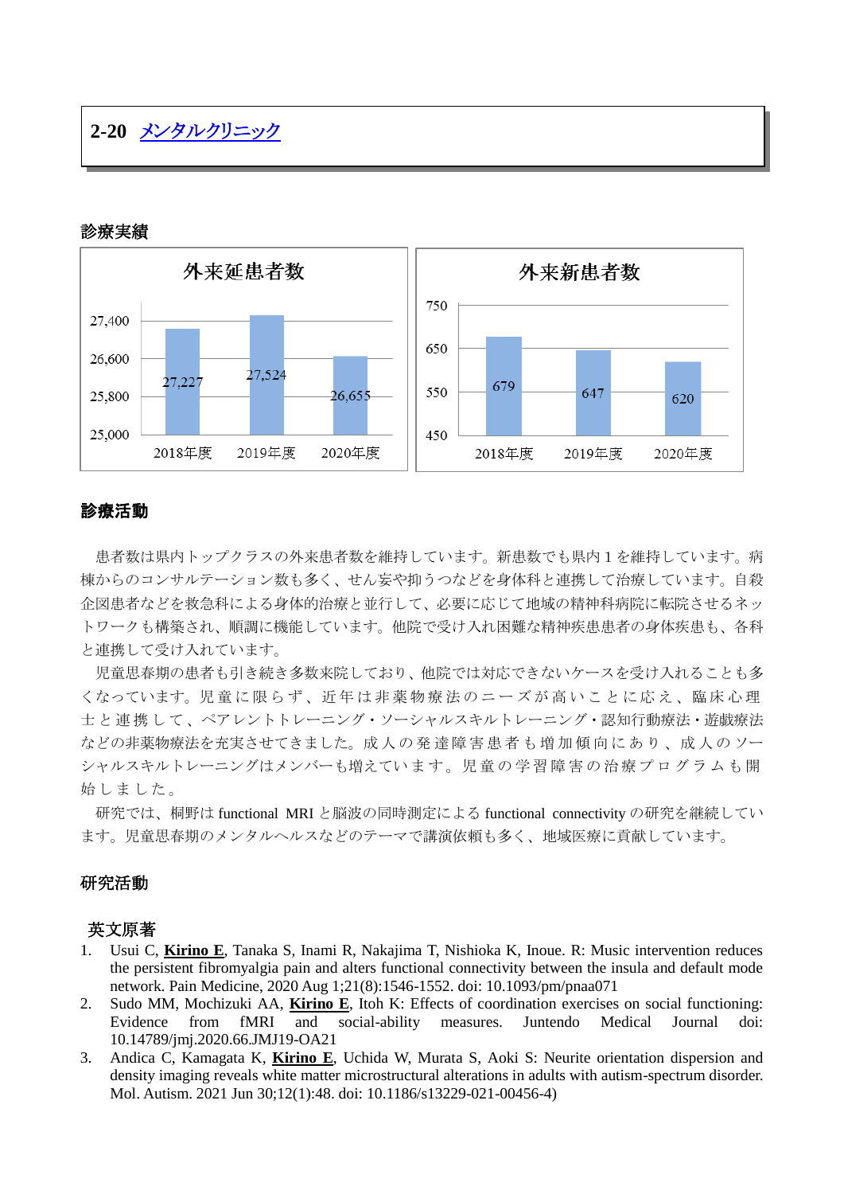## 2-20 メンタルクリニック

### 診療実績

**外来延患者数**

| 年度 | 外来延患者数 |
|---|---|
| 2018年度 | 27,227 |
| 2019年度 | 27,524 |
| 2020年度 | 26,655 |

**外来新患者数**

| 年度 | 外来新患者数 |
|---|---|
| 2018年度 | 679 |
| 2019年度 | 647 |
| 2020年度 | 620 |

### 診療活動

患者数は県内トップクラスの外来患者数を維持しています。新患数でも県内 1 を維持しています。病棟からのコンサルテーション数も多く、せん妄や抑うつなどを身体科と連携して治療しています。自殺企図患者などを救急科による身体的治療と並行して、必要に応じて地域の精神科病院に転院させるネットワークも構築され、順調に機能しています。他院で受け入れ困難な精神疾患患者の身体疾患も、各科と連携して受け入れています。

児童思春期の患者も引き続き多数来院しており、他院では対応できないケースを受け入れることも多くなっています。児童に限らず、近年は非薬物療法のニーズが高いことに応え、臨床心理士と連携して、ペアレントトレーニング・ソーシャルスキルトレーニング・認知行動療法・遊戯療法などの非薬物療法を充実させてきました。成人の発達障害患者も増加傾向にあり、成人のソーシャルスキルトレーニングはメンバーも増えています。児童の学習障害の治療プログラムも開始しました。

研究では、桐野は functional MRI と脳波の同時測定による functional connectivity の研究を継続しています。児童思春期のメンタルヘルスなどのテーマで講演依頼も多く、地域医療に貢献しています。

### 研究活動

#### 英文原著

1. Usui C, **Kirino E**, Tanaka S, Inami R, Nakajima T, Nishioka K, Inoue. R: Music intervention reduces the persistent fibromyalgia pain and alters functional connectivity between the insula and default mode network. Pain Medicine, 2020 Aug 1;21(8):1546-1552. doi: 10.1093/pm/pnaa071
2. Sudo MM, Mochizuki AA, **Kirino E**, Itoh K: Effects of coordination exercises on social functioning: Evidence from fMRI and social-ability measures. Juntendo Medical Journal doi: 10.14789/jmj.2020.66.JMJ19-OA21
3. Andica C, Kamagata K, **Kirino E**, Uchida W, Murata S, Aoki S: Neurite orientation dispersion and density imaging reveals white matter microstructural alterations in adults with autism-spectrum disorder. Mol. Autism. 2021 Jun 30;12(1):48. doi: 10.1186/s13229-021-00456-4)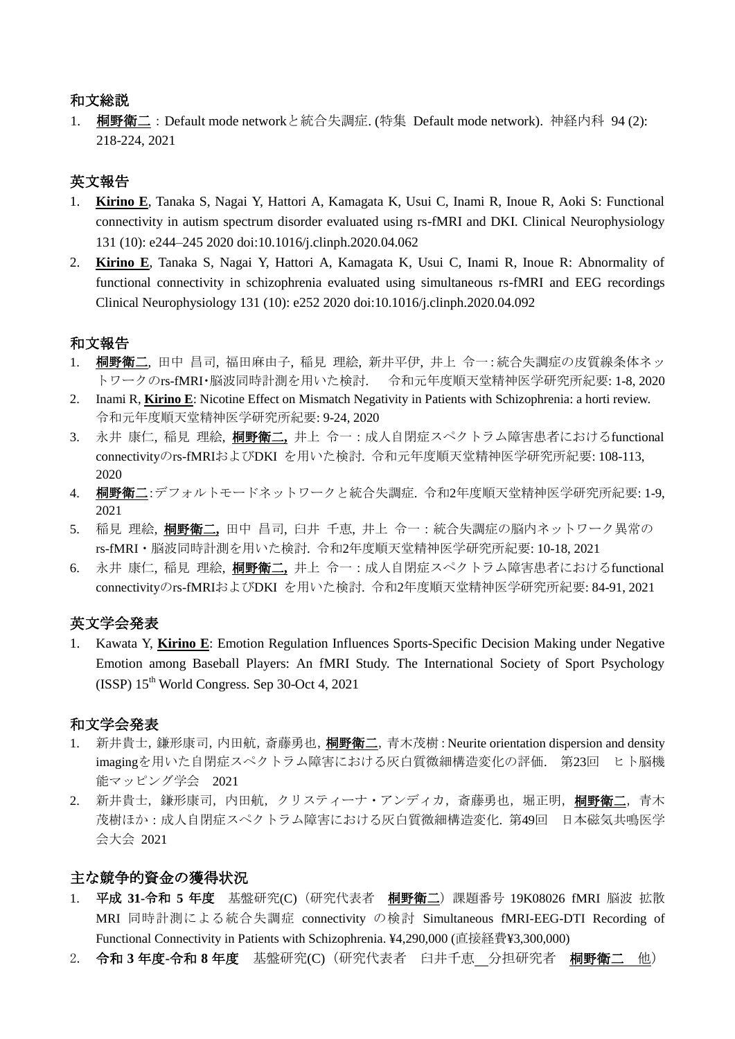## 和文総説

1. **桐野衛二**：Default mode networkと統合失調症. (特集 Default mode network). 神経内科 94 (2): 218-224, 2021

## 英文報告

1. **Kirino E**, Tanaka S, Nagai Y, Hattori A, Kamagata K, Usui C, Inami R, Inoue R, Aoki S: Functional connectivity in autism spectrum disorder evaluated using rs-fMRI and DKI. Clinical Neurophysiology 131 (10): e244–245 2020 doi:10.1016/j.clinph.2020.04.062
2. **Kirino E**, Tanaka S, Nagai Y, Hattori A, Kamagata K, Usui C, Inami R, Inoue R: Abnormality of functional connectivity in schizophrenia evaluated using simultaneous rs-fMRI and EEG recordings Clinical Neurophysiology 131 (10): e252 2020 doi:10.1016/j.clinph.2020.04.092

## 和文報告

1. **桐野衛二**, 田中 昌司, 福田麻由子, 稲見 理絵, 新井平伊, 井上 令一: 統合失調症の皮質線条体ネットワークのrs-fMRI・脳波同時計測を用いた検討. 令和元年度順天堂精神医学研究所紀要: 1-8, 2020
2. Inami R, **Kirino E**: Nicotine Effect on Mismatch Negativity in Patients with Schizophrenia: a horti review. 令和元年度順天堂精神医学研究所紀要: 9-24, 2020
3. 永井 康仁, 稲見 理絵, **桐野衛二**, 井上 令一：成人自閉症スペクトラム障害患者におけるfunctional connectivityのrs-fMRIおよびDKI を用いた検討. 令和元年度順天堂精神医学研究所紀要: 108-113, 2020
4. **桐野衛二**: デフォルトモードネットワークと統合失調症. 令和2年度順天堂精神医学研究所紀要: 1-9, 2021
5. 稲見 理絵, **桐野衛二**, 田中 昌司, 臼井 千恵, 井上 令一：統合失調症の脳内ネットワーク異常のrs-fMRI・脳波同時計測を用いた検討. 令和2年度順天堂精神医学研究所紀要: 10-18, 2021
6. 永井 康仁, 稲見 理絵, **桐野衛二**, 井上 令一：成人自閉症スペクトラム障害患者におけるfunctional connectivityのrs-fMRIおよびDKI を用いた検討. 令和2年度順天堂精神医学研究所紀要: 84-91, 2021

## 英文学会発表

1. Kawata Y, **Kirino E**: Emotion Regulation Influences Sports-Specific Decision Making under Negative Emotion among Baseball Players: An fMRI Study. The International Society of Sport Psychology (ISSP) 15th World Congress. Sep 30-Oct 4, 2021

## 和文学会発表

1. 新井貴士, 鎌形康司, 内田航, 斎藤勇也, **桐野衛二**, 青木茂樹 : Neurite orientation dispersion and density imagingを用いた自閉症スペクトラム障害における灰白質微細構造変化の評価. 第23回 ヒト脳機能マッピング学会 2021
2. 新井貴士，鎌形康司，内田航，クリスティーナ・アンディカ，斎藤勇也，堀正明，**桐野衛二**，青木茂樹ほか：成人自閉症スペクトラム障害における灰白質微細構造変化. 第49回 日本磁気共鳴医学会大会 2021

## 主な競争的資金の獲得状況

1. **平成 31-令和 5 年度** 基盤研究(C)（研究代表者 **桐野衛二**）課題番号 19K08026 fMRI 脳波 拡散MRI 同時計測による統合失調症 connectivity の検討 Simultaneous fMRI-EEG-DTI Recording of Functional Connectivity in Patients with Schizophrenia. ¥4,290,000 (直接経費¥3,300,000)
2. **令和 3 年度-令和 8 年度** 基盤研究(C)（研究代表者 臼井千恵 分担研究者 **桐野衛二** 他）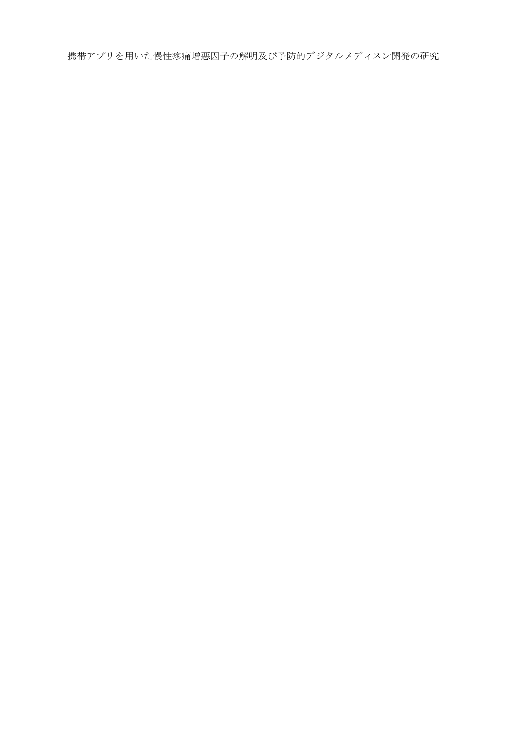携帯アプリを用いた慢性疼痛増悪因子の解明及び予防的デジタルメディスン開発の研究